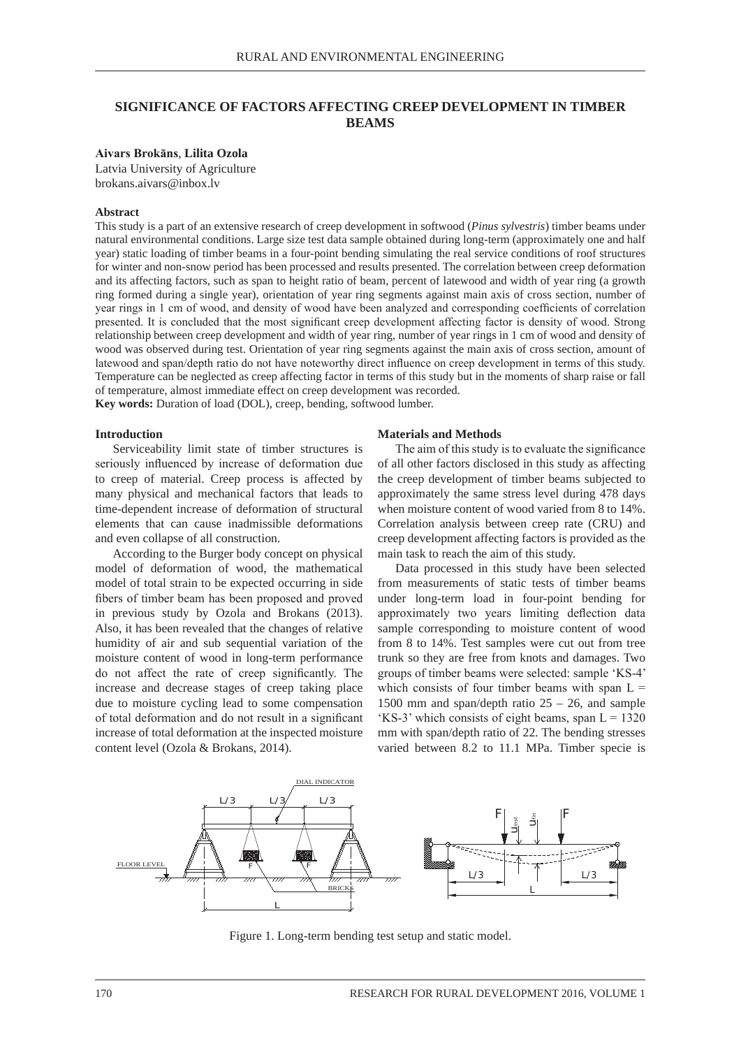# SIGNIFICANCE OF FACTORS AFFECTING CREEP DEVELOPMENT IN TIMBER BEAMS

**Aivars Brokāns**, **Lilita Ozola**
Latvia University of Agriculture
brokans.aivars@inbox.lv

**Abstract**

This study is a part of an extensive research of creep development in softwood (*Pinus sylvestris*) timber beams under natural environmental conditions. Large size test data sample obtained during long-term (approximately one and half year) static loading of timber beams in a four-point bending simulating the real service conditions of roof structures for winter and non-snow period has been processed and results presented. The correlation between creep deformation and its affecting factors, such as span to height ratio of beam, percent of latewood and width of year ring (a growth ring formed during a single year), orientation of year ring segments against main axis of cross section, number of year rings in 1 cm of wood, and density of wood have been analyzed and corresponding coefficients of correlation presented. It is concluded that the most significant creep development affecting factor is density of wood. Strong relationship between creep development and width of year ring, number of year rings in 1 cm of wood and density of wood was observed during test. Orientation of year ring segments against the main axis of cross section, amount of latewood and span/depth ratio do not have noteworthy direct influence on creep development in terms of this study. Temperature can be neglected as creep affecting factor in terms of this study but in the moments of sharp raise or fall of temperature, almost immediate effect on creep development was recorded.

**Key words:** Duration of load (DOL), creep, bending, softwood lumber.

## Introduction

Serviceability limit state of timber structures is seriously influenced by increase of deformation due to creep of material. Creep process is affected by many physical and mechanical factors that leads to time-dependent increase of deformation of structural elements that can cause inadmissible deformations and even collapse of all construction.

According to the Burger body concept on physical model of deformation of wood, the mathematical model of total strain to be expected occurring in side fibers of timber beam has been proposed and proved in previous study by Ozola and Brokans (2013). Also, it has been revealed that the changes of relative humidity of air and sub sequential variation of the moisture content of wood in long-term performance do not affect the rate of creep significantly. The increase and decrease stages of creep taking place due to moisture cycling lead to some compensation of total deformation and do not result in a significant increase of total deformation at the inspected moisture content level (Ozola & Brokans, 2014).

## Materials and Methods

The aim of this study is to evaluate the significance of all other factors disclosed in this study as affecting the creep development of timber beams subjected to approximately the same stress level during 478 days when moisture content of wood varied from 8 to 14%. Correlation analysis between creep rate (CRU) and creep development affecting factors is provided as the main task to reach the aim of this study.

Data processed in this study have been selected from measurements of static tests of timber beams under long-term load in four-point bending for approximately two years limiting deflection data sample corresponding to moisture content of wood from 8 to 14%. Test samples were cut out from tree trunk so they are free from knots and damages. Two groups of timber beams were selected: sample 'KS-4' which consists of four timber beams with span L = 1500 mm and span/depth ratio 25 – 26, and sample 'KS-3' which consists of eight beams, span L = 1320 mm with span/depth ratio of 22. The bending stresses varied between 8.2 to 11.1 MPa. Timber specie is

Figure 1. Long-term bending test setup and static model.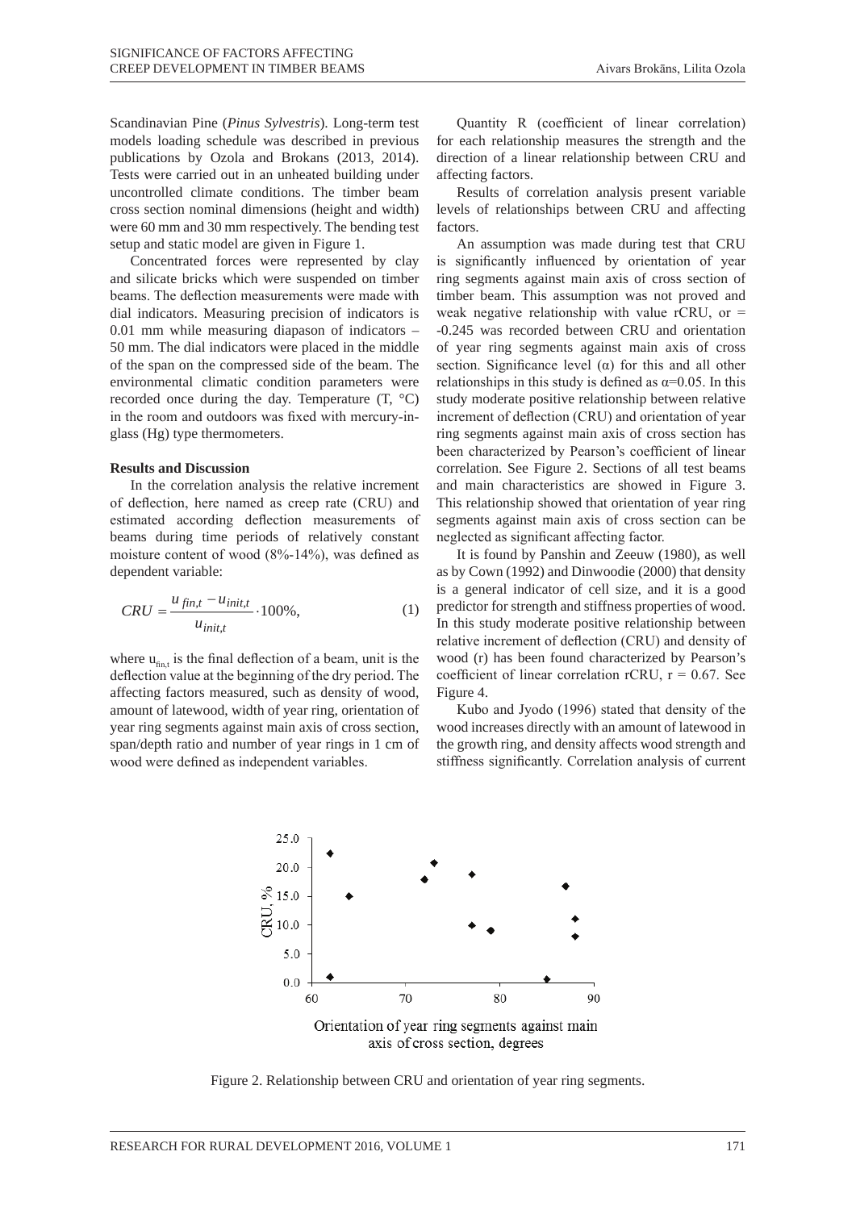Scandinavian Pine (*Pinus Sylvestris*). Long-term test models loading schedule was described in previous publications by Ozola and Brokans (2013, 2014). Tests were carried out in an unheated building under uncontrolled climate conditions. The timber beam cross section nominal dimensions (height and width) were 60 mm and 30 mm respectively. The bending test setup and static model are given in Figure 1.

Concentrated forces were represented by clay and silicate bricks which were suspended on timber beams. The deflection measurements were made with dial indicators. Measuring precision of indicators is 0.01 mm while measuring diapason of indicators – 50 mm. The dial indicators were placed in the middle of the span on the compressed side of the beam. The environmental climatic condition parameters were recorded once during the day. Temperature (T, °C) in the room and outdoors was fixed with mercury-in-glass (Hg) type thermometers.

**Results and Discussion**

In the correlation analysis the relative increment of deflection, here named as creep rate (CRU) and estimated according deflection measurements of beams during time periods of relatively constant moisture content of wood (8%-14%), was defined as dependent variable:

$$CRU = \frac{u_{fin,t} - u_{init,t}}{u_{init,t}} \cdot 100\%, \qquad (1)$$

where $u_{fin,t}$ is the final deflection of a beam, unit is the deflection value at the beginning of the dry period. The affecting factors measured, such as density of wood, amount of latewood, width of year ring, orientation of year ring segments against main axis of cross section, span/depth ratio and number of year rings in 1 cm of wood were defined as independent variables.

Quantity R (coefficient of linear correlation) for each relationship measures the strength and the direction of a linear relationship between CRU and affecting factors.

Results of correlation analysis present variable levels of relationships between CRU and affecting factors.

An assumption was made during test that CRU is significantly influenced by orientation of year ring segments against main axis of cross section of timber beam. This assumption was not proved and weak negative relationship with value rCRU, or = -0.245 was recorded between CRU and orientation of year ring segments against main axis of cross section. Significance level (α) for this and all other relationships in this study is defined as α=0.05. In this study moderate positive relationship between relative increment of deflection (CRU) and orientation of year ring segments against main axis of cross section has been characterized by Pearson's coefficient of linear correlation. See Figure 2. Sections of all test beams and main characteristics are showed in Figure 3. This relationship showed that orientation of year ring segments against main axis of cross section can be neglected as significant affecting factor.

It is found by Panshin and Zeeuw (1980), as well as by Cown (1992) and Dinwoodie (2000) that density is a general indicator of cell size, and it is a good predictor for strength and stiffness properties of wood. In this study moderate positive relationship between relative increment of deflection (CRU) and density of wood (r) has been found characterized by Pearson's coefficient of linear correlation rCRU, r = 0.67. See Figure 4.

Kubo and Jyodo (1996) stated that density of the wood increases directly with an amount of latewood in the growth ring, and density affects wood strength and stiffness significantly. Correlation analysis of current

Figure 2. Relationship between CRU and orientation of year ring segments.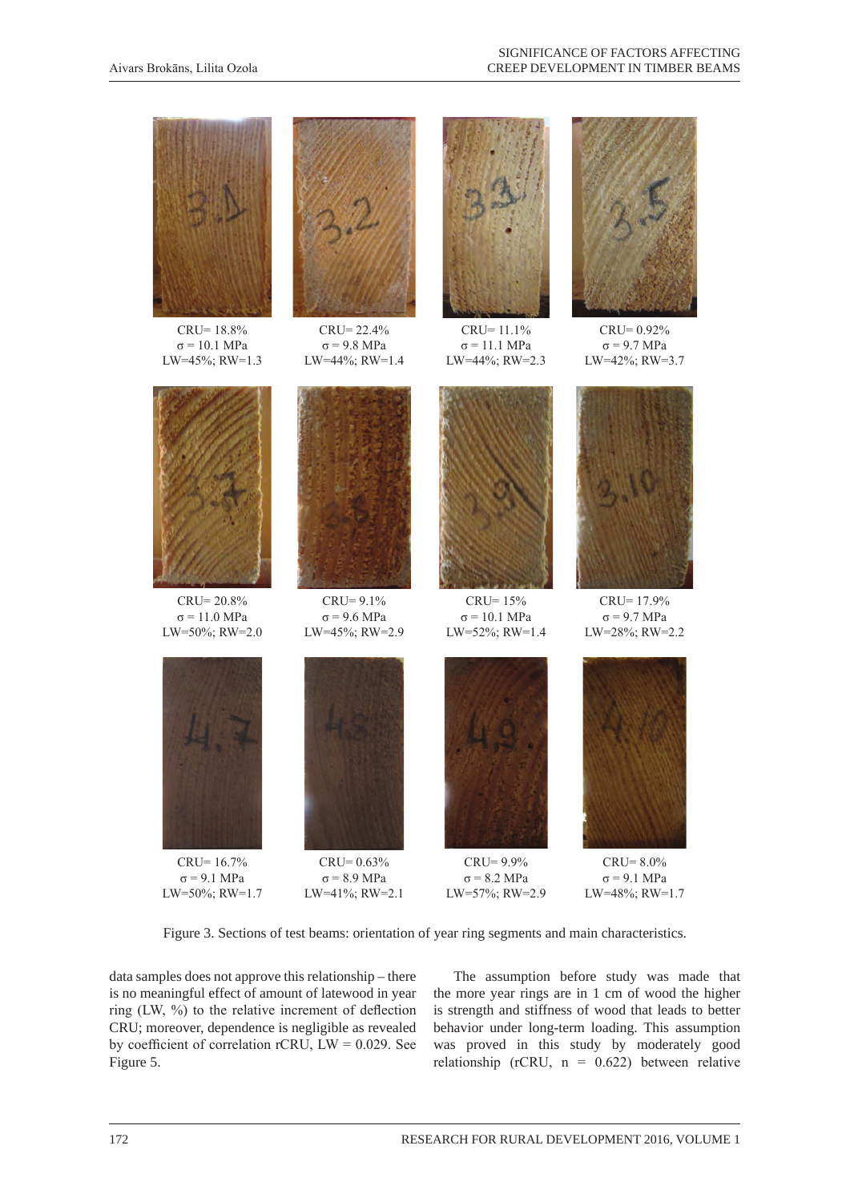| CRU= 18.8% | CRU= 22.4% | CRU= 11.1% | CRU= 0.92% |
| --- | --- | --- | --- |
| $\sigma$ = 10.1 MPa | $\sigma$ = 9.8 MPa | $\sigma$ = 11.1 MPa | $\sigma$ = 9.7 MPa |
| LW=45%; RW=1.3 | LW=44%; RW=1.4 | LW=44%; RW=2.3 | LW=42%; RW=3.7 |

| CRU= 20.8% | CRU= 9.1% | CRU= 15% | CRU= 17.9% |
| --- | --- | --- | --- |
| $\sigma$ = 11.0 MPa | $\sigma$ = 9.6 MPa | $\sigma$ = 10.1 MPa | $\sigma$ = 9.7 MPa |
| LW=50%; RW=2.0 | LW=45%; RW=2.9 | LW=52%; RW=1.4 | LW=28%; RW=2.2 |

| CRU= 16.7% | CRU= 0.63% | CRU= 9.9% | CRU= 8.0% |
| --- | --- | --- | --- |
| $\sigma$ = 9.1 MPa | $\sigma$ = 8.9 MPa | $\sigma$ = 8.2 MPa | $\sigma$ = 9.1 MPa |
| LW=50%; RW=1.7 | LW=41%; RW=2.1 | LW=57%; RW=2.9 | LW=48%; RW=1.7 |

Figure 3. Sections of test beams: orientation of year ring segments and main characteristics.

data samples does not approve this relationship – there is no meaningful effect of amount of latewood in year ring (LW, %) to the relative increment of deflection CRU; moreover, dependence is negligible as revealed by coefficient of correlation $r_{CRU, LW}$ = 0.029. See Figure 5.

The assumption before study was made that the more year rings are in 1 cm of wood the higher is strength and stiffness of wood that leads to better behavior under long-term loading. This assumption was proved in this study by moderately good relationship ($r_{CRU, n}$ = 0.622) between relative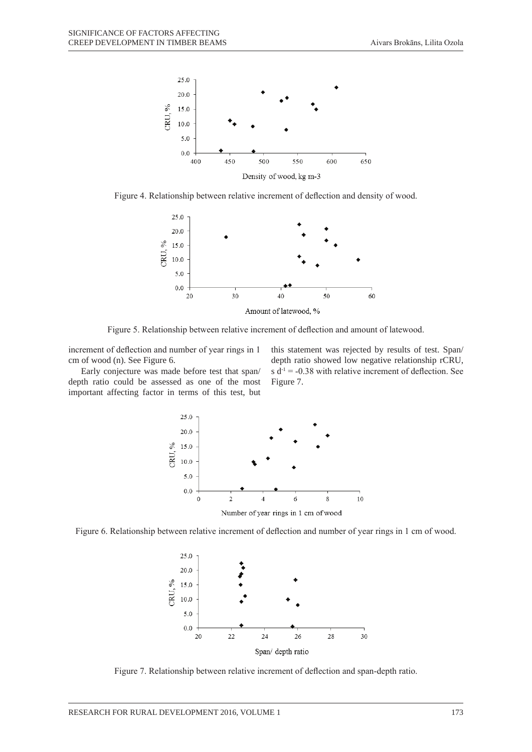Figure 4. Relationship between relative increment of deflection and density of wood.

Figure 5. Relationship between relative increment of deflection and amount of latewood.

increment of deflection and number of year rings in 1 cm of wood (n). See Figure 6.

Early conjecture was made before test that span/depth ratio could be assessed as one of the most important affecting factor in terms of this test, but this statement was rejected by results of test. Span/depth ratio showed low negative relationship rCRU, s $d^{-1}$ = -0.38 with relative increment of deflection. See Figure 7.

Figure 6. Relationship between relative increment of deflection and number of year rings in 1 cm of wood.

Figure 7. Relationship between relative increment of deflection and span-depth ratio.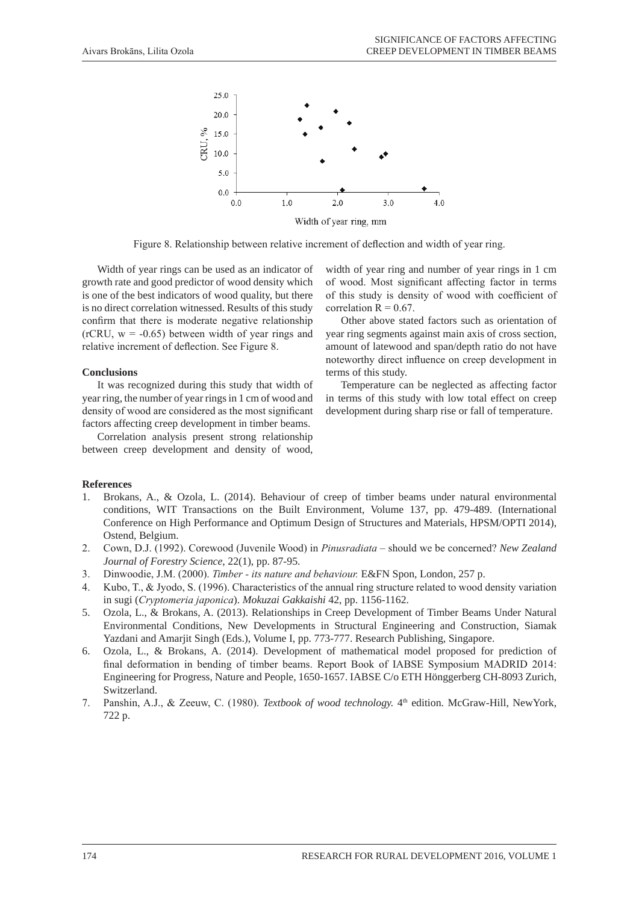25.0
20.0
15.0
10.0
5.0
0.0
CRU, %
0.0
1.0
2.0
3.0
4.0
Width of year ring, mm

Figure 8. Relationship between relative increment of deflection and width of year ring.

Width of year rings can be used as an indicator of growth rate and good predictor of wood density which is one of the best indicators of wood quality, but there is no direct correlation witnessed. Results of this study confirm that there is moderate negative relationship ($r_{CRU, w}$ = -0.65) between width of year rings and relative increment of deflection. See Figure 8.

## Conclusions

It was recognized during this study that width of year ring, the number of year rings in 1 cm of wood and density of wood are considered as the most significant factors affecting creep development in timber beams.

Correlation analysis present strong relationship between creep development and density of wood, width of year ring and number of year rings in 1 cm of wood. Most significant affecting factor in terms of this study is density of wood with coefficient of correlation R = 0.67.

Other above stated factors such as orientation of year ring segments against main axis of cross section, amount of latewood and span/depth ratio do not have noteworthy direct influence on creep development in terms of this study.

Temperature can be neglected as affecting factor in terms of this study with low total effect on creep development during sharp rise or fall of temperature.

## References

1. Brokans, A., & Ozola, L. (2014). Behaviour of creep of timber beams under natural environmental conditions, WIT Transactions on the Built Environment, Volume 137, pp. 479-489. (International Conference on High Performance and Optimum Design of Structures and Materials, HPSM/OPTI 2014), Ostend, Belgium.
2. Cown, D.J. (1992). Corewood (Juvenile Wood) in *Pinusradiata* – should we be concerned? *New Zealand Journal of Forestry Science*, 22(1), pp. 87-95.
3. Dinwoodie, J.M. (2000). *Timber - its nature and behaviour.* E&FN Spon, London, 257 p.
4. Kubo, T., & Jyodo, S. (1996). Characteristics of the annual ring structure related to wood density variation in sugi (*Cryptomeria japonica*). *Mokuzai Gakkaishi* 42, pp. 1156-1162.
5. Ozola, L., & Brokans, A. (2013). Relationships in Creep Development of Timber Beams Under Natural Environmental Conditions, New Developments in Structural Engineering and Construction, Siamak Yazdani and Amarjit Singh (Eds.), Volume I, pp. 773-777. Research Publishing, Singapore.
6. Ozola, L., & Brokans, A. (2014). Development of mathematical model proposed for prediction of final deformation in bending of timber beams. Report Book of IABSE Symposium MADRID 2014: Engineering for Progress, Nature and People, 1650-1657. IABSE C/o ETH Hönggerberg CH-8093 Zurich, Switzerland.
7. Panshin, A.J., & Zeeuw, C. (1980). *Textbook of wood technology.* 4th edition. McGraw-Hill, NewYork, 722 p.